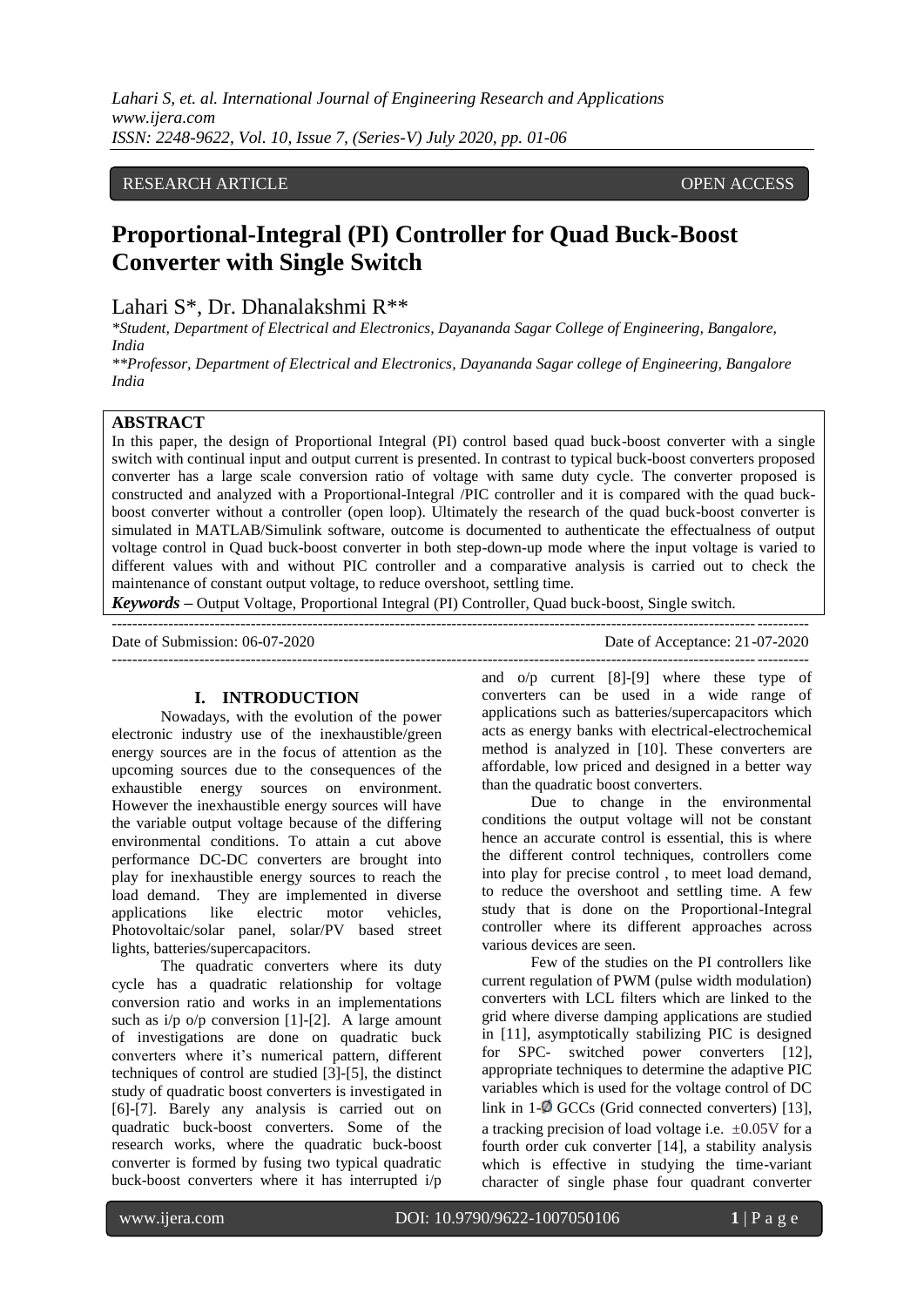RESEARCH ARTICLE OPEN ACCESS

# Proportional-Integral (PI) Controller for Quad Buck-Boost Converter with Single Switch

Lahari S*, Dr. Dhanalakshmi R**

*Student, Department of Electrical and Electronics, Dayananda Sagar College of Engineering, Bangalore, India

**Professor, Department of Electrical and Electronics, Dayananda Sagar college of Engineering, Bangalore India

## ABSTRACT

In this paper, the design of Proportional Integral (PI) control based quad buck-boost converter with a single switch with continual input and output current is presented. In contrast to typical buck-boost converters proposed converter has a large scale conversion ratio of voltage with same duty cycle. The converter proposed is constructed and analyzed with a Proportional-Integral /PIC controller and it is compared with the quad buck-boost converter without a controller (open loop). Ultimately the research of the quad buck-boost converter is simulated in MATLAB/Simulink software, outcome is documented to authenticate the effectualness of output voltage control in Quad buck-boost converter in both step-down-up mode where the input voltage is varied to different values with and without PIC controller and a comparative analysis is carried out to check the maintenance of constant output voltage, to reduce overshoot, settling time.

***Keywords*** **–** Output Voltage, Proportional Integral (PI) Controller, Quad buck-boost, Single switch.

---

Date of Submission: 06-07-2020 Date of Acceptance: 21-07-2020

---

## I. INTRODUCTION

Nowadays, with the evolution of the power electronic industry use of the inexhaustible/green energy sources are in the focus of attention as the upcoming sources due to the consequences of the exhaustible energy sources on environment. However the inexhaustible energy sources will have the variable output voltage because of the differing environmental conditions. To attain a cut above performance DC-DC converters are brought into play for inexhaustible energy sources to reach the load demand. They are implemented in diverse applications like electric motor vehicles, Photovoltaic/solar panel, solar/PV based street lights, batteries/supercapacitors.

The quadratic converters where its duty cycle has a quadratic relationship for voltage conversion ratio and works in an implementations such as i/p o/p conversion [1]-[2]. A large amount of investigations are done on quadratic buck converters where it's numerical pattern, different techniques of control are studied [3]-[5], the distinct study of quadratic boost converters is investigated in [6]-[7]. Barely any analysis is carried out on quadratic buck-boost converters. Some of the research works, where the quadratic buck-boost converter is formed by fusing two typical quadratic buck-boost converters where it has interrupted i/p and o/p current [8]-[9] where these type of converters can be used in a wide range of applications such as batteries/supercapacitors which acts as energy banks with electrical-electrochemical method is analyzed in [10]. These converters are affordable, low priced and designed in a better way than the quadratic boost converters.

Due to change in the environmental conditions the output voltage will not be constant hence an accurate control is essential, this is where the different control techniques, controllers come into play for precise control , to meet load demand, to reduce the overshoot and settling time. A few study that is done on the Proportional-Integral controller where its different approaches across various devices are seen.

Few of the studies on the PI controllers like current regulation of PWM (pulse width modulation) converters with LCL filters which are linked to the grid where diverse damping applications are studied in [11], asymptotically stabilizing PIC is designed for SPC- switched power converters [12], appropriate techniques to determine the adaptive PIC variables which is used for the voltage control of DC link in 1-Ø GCCs (Grid connected converters) [13], a tracking precision of load voltage i.e. $\pm 0.05V$ for a fourth order cuk converter [14], a stability analysis which is effective in studying the time-variant character of single phase four quadrant converter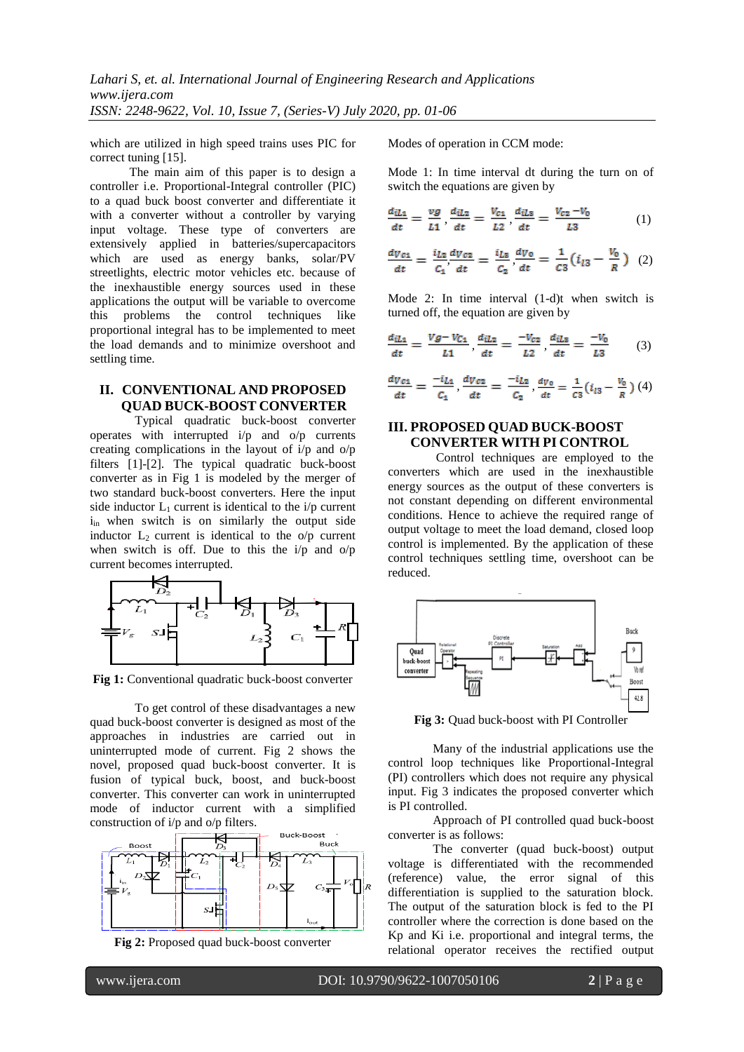which are utilized in high speed trains uses PIC for correct tuning [15].

The main aim of this paper is to design a controller i.e. Proportional-Integral controller (PIC) to a quad buck boost converter and differentiate it with a converter without a controller by varying input voltage. These type of converters are extensively applied in batteries/supercapacitors which are used as energy banks, solar/PV streetlights, electric motor vehicles etc. because of the inexhaustible energy sources used in these applications the output will be variable to overcome this problems the control techniques like proportional integral has to be implemented to meet the load demands and to minimize overshoot and settling time.

## II. CONVENTIONAL AND PROPOSED QUAD BUCK-BOOST CONVERTER

Typical quadratic buck-boost converter operates with interrupted i/p and o/p currents creating complications in the layout of i/p and o/p filters [1]-[2]. The typical quadratic buck-boost converter as in Fig 1 is modeled by the merger of two standard buck-boost converters. Here the input side inductor $L_1$ current is identical to the i/p current $i_{in}$ when switch is on similarly the output side inductor $L_2$ current is identical to the o/p current when switch is off. Due to this the i/p and o/p current becomes interrupted.

**Fig 1:** Conventional quadratic buck-boost converter

To get control of these disadvantages a new quad buck-boost converter is designed as most of the approaches in industries are carried out in uninterrupted mode of current. Fig 2 shows the novel, proposed quad buck-boost converter. It is fusion of typical buck, boost, and buck-boost converter. This converter can work in uninterrupted mode of inductor current with a simplified construction of i/p and o/p filters.

**Fig 2:** Proposed quad buck-boost converter

Modes of operation in CCM mode:

Mode 1: In time interval dt during the turn on of switch the equations are given by

$$\frac{di_{L1}}{dt} = \frac{vg}{L1}, \frac{di_{L2}}{dt} = \frac{V_{C1}}{L2}, \frac{di_{L3}}{dt} = \frac{V_{C2} - V_0}{L3} \quad (1)$$

$$\frac{dv_{C1}}{dt} = \frac{i_{L2}}{C_1}, \frac{dv_{C2}}{dt} = \frac{i_{L3}}{C_2}, \frac{dv_0}{dt} = \frac{1}{C3}\left(i_{l3} - \frac{V_0}{R}\right) \quad (2)$$

Mode 2: In time interval (1-d)t when switch is turned off, the equation are given by

$$\frac{di_{L1}}{dt} = \frac{Vg - V_{C1}}{L1}, \frac{di_{L2}}{dt} = \frac{-V_{C2}}{L2}, \frac{di_{L3}}{dt} = \frac{-V_0}{L3} \quad (3)$$

$$\frac{dv_{C1}}{dt} = \frac{-i_{L1}}{C_1}, \frac{dv_{C2}}{dt} = \frac{-i_{L2}}{C_2}, \frac{dv_0}{dt} = \frac{1}{C3}\left(i_{l3} - \frac{V_0}{R}\right) \quad (4)$$

## III. PROPOSED QUAD BUCK-BOOST CONVERTER WITH PI CONTROL

Control techniques are employed to the converters which are used in the inexhaustible energy sources as the output of these converters is not constant depending on different environmental conditions. Hence to achieve the required range of output voltage to meet the load demand, closed loop control is implemented. By the application of these control techniques settling time, overshoot can be reduced.

**Fig 3:** Quad buck-boost with PI Controller

Many of the industrial applications use the control loop techniques like Proportional-Integral (PI) controllers which does not require any physical input. Fig 3 indicates the proposed converter which is PI controlled.

Approach of PI controlled quad buck-boost converter is as follows:

The converter (quad buck-boost) output voltage is differentiated with the recommended (reference) value, the error signal of this differentiation is supplied to the saturation block. The output of the saturation block is fed to the PI controller where the correction is done based on the Kp and Ki i.e. proportional and integral terms, the relational operator receives the rectified output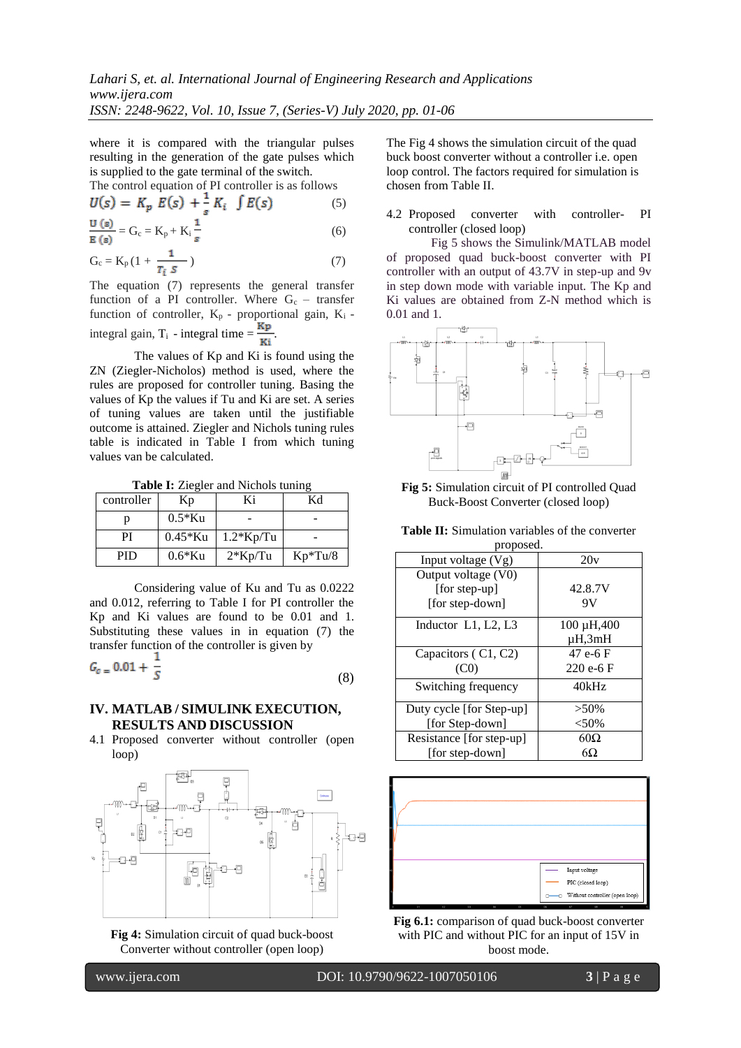where it is compared with the triangular pulses resulting in the generation of the gate pulses which is supplied to the gate terminal of the switch.

The control equation of PI controller is as follows

$$U(s) = K_p\ E(s) + \frac{1}{s} K_i \int E(s) \qquad (5)$$

$$\frac{U(s)}{E(s)} = G_c = K_p + K_i \frac{1}{s} \qquad (6)$$

$$G_c = K_p\left(1 + \frac{1}{T_i\ s}\right) \qquad (7)$$

The equation (7) represents the general transfer function of a PI controller. Where $G_c$ – transfer function of controller, $K_p$ - proportional gain, $K_i$ - integral gain, $T_i$ - integral time = $\frac{Kp}{Ki}$.

The values of Kp and Ki is found using the ZN (Ziegler-Nicholos) method is used, where the rules are proposed for controller tuning. Basing the values of Kp the values if Tu and Ki are set. A series of tuning values are taken until the justifiable outcome is attained. Ziegler and Nichols tuning rules table is indicated in Table I from which tuning values van be calculated.

**Table I:** Ziegler and Nichols tuning

| controller | Kp | Ki | Kd |
|---|---|---|---|
| p | 0.5*Ku | - | - |
| PI | 0.45*Ku | 1.2*Kp/Tu | - |
| PID | 0.6*Ku | 2*Kp/Tu | Kp*Tu/8 |

Considering value of Ku and Tu as 0.0222 and 0.012, referring to Table I for PI controller the Kp and Ki values are found to be 0.01 and 1. Substituting these values in in equation (7) the transfer function of the controller is given by

$$G_c = 0.01 + \frac{1}{S} \qquad (8)$$

## IV. MATLAB / SIMULINK EXECUTION, RESULTS AND DISCUSSION

4.1 Proposed converter without controller (open loop)

**Fig 4:** Simulation circuit of quad buck-boost Converter without controller (open loop)

The Fig 4 shows the simulation circuit of the quad buck boost converter without a controller i.e. open loop control. The factors required for simulation is chosen from Table II.

4.2 Proposed converter with controller- PI controller (closed loop)

Fig 5 shows the Simulink/MATLAB model of proposed quad buck-boost converter with PI controller with an output of 43.7V in step-up and 9v in step down mode with variable input. The Kp and Ki values are obtained from Z-N method which is 0.01 and 1.

**Fig 5:** Simulation circuit of PI controlled Quad Buck-Boost Converter (closed loop)

**Table II:** Simulation variables of the converter proposed.

| | |
|---|---|
| Input voltage (Vg) | 20v |
| Output voltage (V0) [for step-up] [for step-down] | 42.8.7V 9V |
| Inductor L1, L2, L3 | 100 µH,400 µH,3mH |
| Capacitors ( C1, C2) (C0) | 47 e-6 F 220 e-6 F |
| Switching frequency | 40kHz |
| Duty cycle [for Step-up] [for Step-down] | >50% <50% |
| Resistance [for step-up] [for step-down] | 60Ω 6Ω |

**Fig 6.1:** comparison of quad buck-boost converter with PIC and without PIC for an input of 15V in boost mode.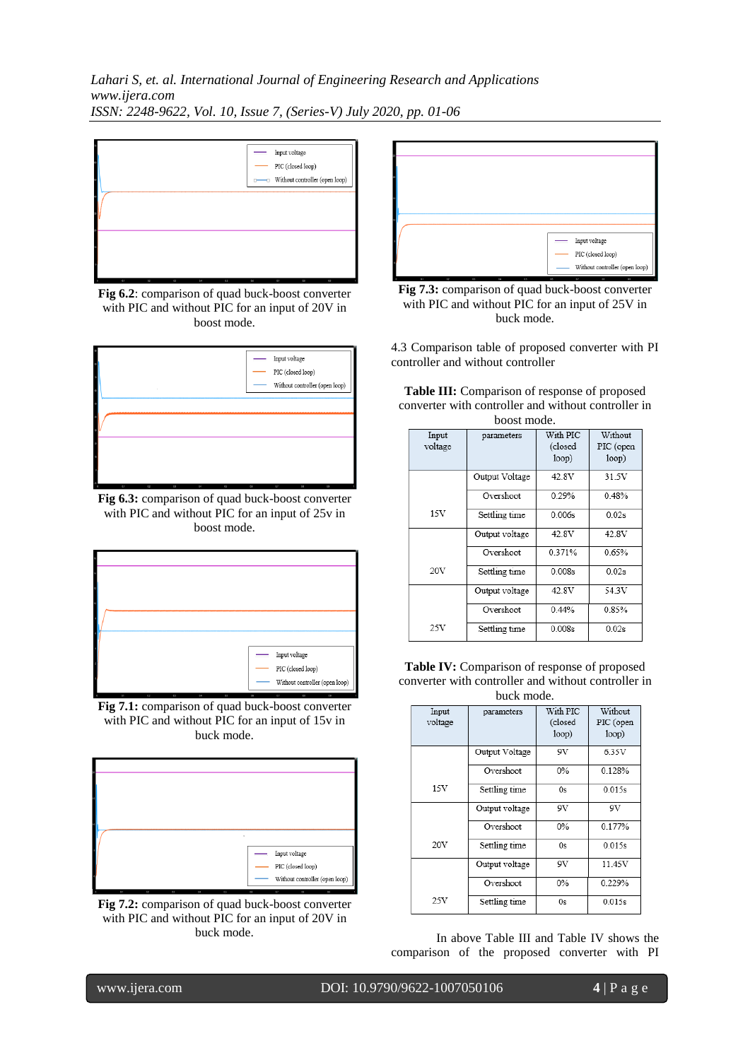**Fig 6.2**: comparison of quad buck-boost converter with PIC and without PIC for an input of 20V in boost mode.

**Fig 6.3:** comparison of quad buck-boost converter with PIC and without PIC for an input of 25v in boost mode.

**Fig 7.1:** comparison of quad buck-boost converter with PIC and without PIC for an input of 15v in buck mode.

**Fig 7.2:** comparison of quad buck-boost converter with PIC and without PIC for an input of 20V in buck mode.

**Fig 7.3:** comparison of quad buck-boost converter with PIC and without PIC for an input of 25V in buck mode.

4.3 Comparison table of proposed converter with PI controller and without controller

**Table III:** Comparison of response of proposed converter with controller and without controller in boost mode.

| Input voltage | parameters | With PIC (closed loop) | Without PIC (open loop) |
|---|---|---|---|
| 15V | Output Voltage | 42.8V | 31.5V |
| | Overshoot | 0.29% | 0.48% |
| | Settling time | 0.006s | 0.02s |
| 20V | Output voltage | 42.8V | 42.8V |
| | Overshoot | 0.371% | 0.65% |
| | Settling time | 0.008s | 0.02s |
| 25V | Output voltage | 42.8V | 54.3V |
| | Overshoot | 0.44% | 0.85% |
| | Settling time | 0.008s | 0.02s |

**Table IV:** Comparison of response of proposed converter with controller and without controller in buck mode.

| Input voltage | parameters | With PIC (closed loop) | Without PIC (open loop) |
|---|---|---|---|
| 15V | Output Voltage | 9V | 6.35V |
| | Overshoot | 0% | 0.128% |
| | Settling time | 0s | 0.015s |
| 20V | Output voltage | 9V | 9V |
| | Overshoot | 0% | 0.177% |
| | Settling time | 0s | 0.015s |
| 25V | Output voltage | 9V | 11.45V |
| | Overshoot | 0% | 0.229% |
| | Settling time | 0s | 0.015s |

In above Table III and Table IV shows the comparison of the proposed converter with PI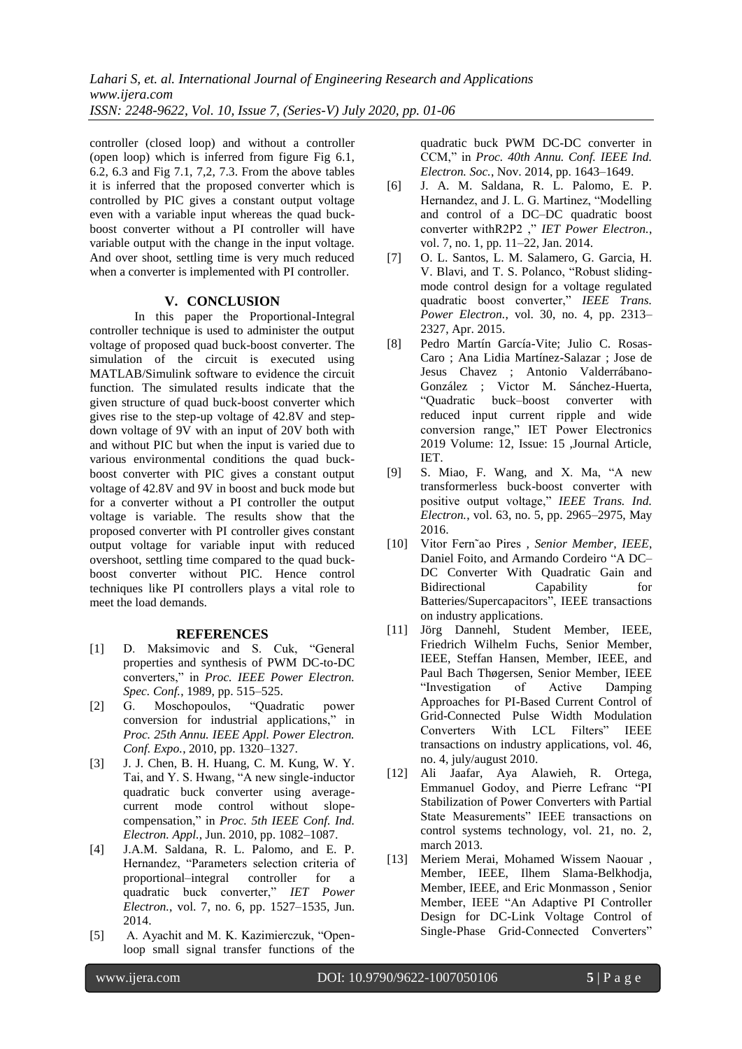controller (closed loop) and without a controller (open loop) which is inferred from figure Fig 6.1, 6.2, 6.3 and Fig 7.1, 7,2, 7.3. From the above tables it is inferred that the proposed converter which is controlled by PIC gives a constant output voltage even with a variable input whereas the quad buck-boost converter without a PI controller will have variable output with the change in the input voltage. And over shoot, settling time is very much reduced when a converter is implemented with PI controller.

## V. CONCLUSION

In this paper the Proportional-Integral controller technique is used to administer the output voltage of proposed quad buck-boost converter. The simulation of the circuit is executed using MATLAB/Simulink software to evidence the circuit function. The simulated results indicate that the given structure of quad buck-boost converter which gives rise to the step-up voltage of 42.8V and step-down voltage of 9V with an input of 20V both with and without PIC but when the input is varied due to various environmental conditions the quad buck-boost converter with PIC gives a constant output voltage of 42.8V and 9V in boost and buck mode but for a converter without a PI controller the output voltage is variable. The results show that the proposed converter with PI controller gives constant output voltage for variable input with reduced overshoot, settling time compared to the quad buck-boost converter without PIC. Hence control techniques like PI controllers plays a vital role to meet the load demands.

## REFERENCES

- [1] D. Maksimovic and S. Cuk, "General properties and synthesis of PWM DC-to-DC converters," in *Proc. IEEE Power Electron. Spec. Conf.*, 1989, pp. 515–525.
- [2] G. Moschopoulos, "Quadratic power conversion for industrial applications," in *Proc. 25th Annu. IEEE Appl. Power Electron. Conf. Expo.*, 2010, pp. 1320–1327.
- [3] J. J. Chen, B. H. Huang, C. M. Kung, W. Y. Tai, and Y. S. Hwang, "A new single-inductor quadratic buck converter using average-current mode control without slope-compensation," in *Proc. 5th IEEE Conf. Ind. Electron. Appl.*, Jun. 2010, pp. 1082–1087.
- [4] J.A.M. Saldana, R. L. Palomo, and E. P. Hernandez, "Parameters selection criteria of proportional–integral controller for a quadratic buck converter," *IET Power Electron.*, vol. 7, no. 6, pp. 1527–1535, Jun. 2014.
- [5] A. Ayachit and M. K. Kazimierczuk, "Open-loop small signal transfer functions of the quadratic buck PWM DC-DC converter in CCM," in *Proc. 40th Annu. Conf. IEEE Ind. Electron. Soc.*, Nov. 2014, pp. 1643–1649.
- [6] J. A. M. Saldana, R. L. Palomo, E. P. Hernandez, and J. L. G. Martinez, "Modelling and control of a DC–DC quadratic boost converter withR2P2 ," *IET Power Electron.*, vol. 7, no. 1, pp. 11–22, Jan. 2014.
- [7] O. L. Santos, L. M. Salamero, G. Garcia, H. V. Blavi, and T. S. Polanco, "Robust sliding-mode control design for a voltage regulated quadratic boost converter," *IEEE Trans. Power Electron.*, vol. 30, no. 4, pp. 2313–2327, Apr. 2015.
- [8] Pedro Martín García-Vite; Julio C. Rosas-Caro ; Ana Lidia Martínez-Salazar ; Jose de Jesus Chavez ; Antonio Valderrábano-González ; Victor M. Sánchez-Huerta, "Quadratic buck–boost converter with reduced input current ripple and wide conversion range," IET Power Electronics 2019 Volume: 12, Issue: 15 ,Journal Article, IET.
- [9] S. Miao, F. Wang, and X. Ma, "A new transformerless buck-boost converter with positive output voltage," *IEEE Trans. Ind. Electron.*, vol. 63, no. 5, pp. 2965–2975, May 2016.
- [10] Vitor Fernˆao Pires , *Senior Member, IEEE*, Daniel Foito, and Armando Cordeiro "A DC–DC Converter With Quadratic Gain and Bidirectional Capability for Batteries/Supercapacitors", IEEE transactions on industry applications.
- [11] Jörg Dannehl, Student Member, IEEE, Friedrich Wilhelm Fuchs, Senior Member, IEEE, Steffan Hansen, Member, IEEE, and Paul Bach Thøgersen, Senior Member, IEEE "Investigation of Active Damping Approaches for PI-Based Current Control of Grid-Connected Pulse Width Modulation Converters With LCL Filters" IEEE transactions on industry applications, vol. 46, no. 4, july/august 2010.
- [12] Ali Jaafar, Aya Alawieh, R. Ortega, Emmanuel Godoy, and Pierre Lefranc "PI Stabilization of Power Converters with Partial State Measurements" IEEE transactions on control systems technology, vol. 21, no. 2, march 2013.
- [13] Meriem Merai, Mohamed Wissem Naouar , Member, IEEE, Ilhem Slama-Belkhodja, Member, IEEE, and Eric Monmasson , Senior Member, IEEE "An Adaptive PI Controller Design for DC-Link Voltage Control of Single-Phase Grid-Connected Converters"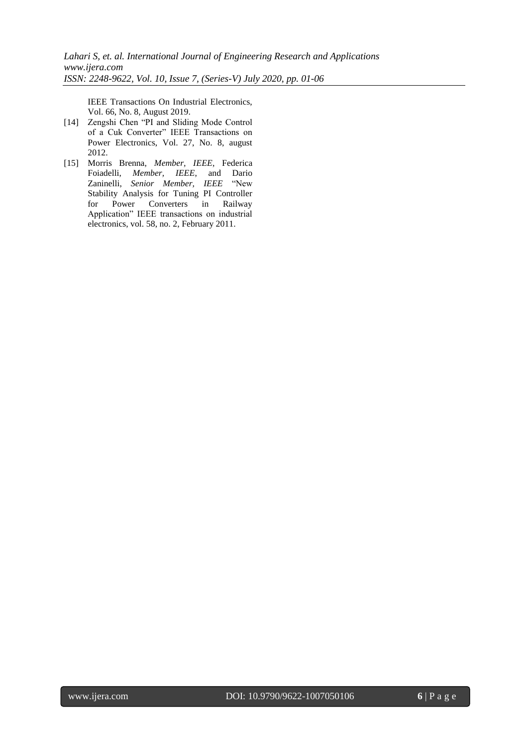IEEE Transactions On Industrial Electronics, Vol. 66, No. 8, August 2019.

[14] Zengshi Chen "PI and Sliding Mode Control of a Cuk Converter" IEEE Transactions on Power Electronics, Vol. 27, No. 8, august 2012.

[15] Morris Brenna, *Member, IEEE*, Federica Foiadelli, *Member, IEEE*, and Dario Zaninelli, *Senior Member, IEEE* "New Stability Analysis for Tuning PI Controller for Power Converters in Railway Application" IEEE transactions on industrial electronics, vol. 58, no. 2, February 2011.